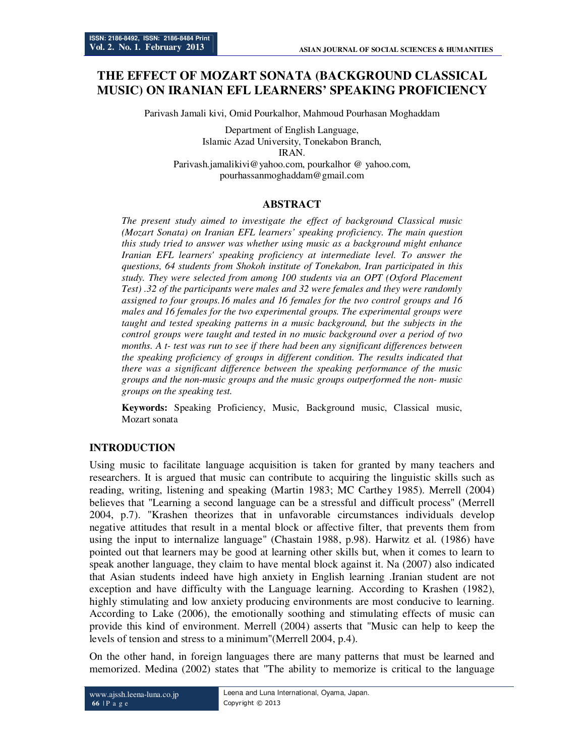# THE EFFECT OF MOZART SONATA (BACKGROUND CLASSICAL MUSIC) ON IRANIAN EFL LEARNERS' SPEAKING PROFICIENCY

Parivash Jamali kivi, Omid Pourkalhor, Mahmoud Pourhasan Moghaddam

Department of English Language,
Islamic Azad University, Tonekabon Branch,
IRAN.
Parivash.jamalikivi@yahoo.com, pourkalhor @ yahoo.com,
pourhassanmoghaddam@gmail.com

## ABSTRACT

*The present study aimed to investigate the effect of background Classical music (Mozart Sonata) on Iranian EFL learners' speaking proficiency. The main question this study tried to answer was whether using music as a background might enhance Iranian EFL learners' speaking proficiency at intermediate level. To answer the questions, 64 students from Shokoh institute of Tonekabon, Iran participated in this study. They were selected from among 100 students via an OPT (Oxford Placement Test) .32 of the participants were males and 32 were females and they were randomly assigned to four groups.16 males and 16 females for the two control groups and 16 males and 16 females for the two experimental groups. The experimental groups were taught and tested speaking patterns in a music background, but the subjects in the control groups were taught and tested in no music background over a period of two months. A t- test was run to see if there had been any significant differences between the speaking proficiency of groups in different condition. The results indicated that there was a significant difference between the speaking performance of the music groups and the non-music groups and the music groups outperformed the non- music groups on the speaking test.*

**Keywords:** Speaking Proficiency, Music, Background music, Classical music, Mozart sonata

## INTRODUCTION

Using music to facilitate language acquisition is taken for granted by many teachers and researchers. It is argued that music can contribute to acquiring the linguistic skills such as reading, writing, listening and speaking (Martin 1983; MC Carthey 1985). Merrell (2004) believes that "Learning a second language can be a stressful and difficult process" (Merrell 2004, p.7). "Krashen theorizes that in unfavorable circumstances individuals develop negative attitudes that result in a mental block or affective filter, that prevents them from using the input to internalize language" (Chastain 1988, p.98). Harwitz et al. (1986) have pointed out that learners may be good at learning other skills but, when it comes to speak another language, they claim to have mental block against it. Na (2007) also indicated that Asian students indeed have high anxiety in English learning .Iranian student are not exception and have difficulty with the Language learning. According to Krashen (1982), highly stimulating and low anxiety producing environments are most conducive to learning. According to Lake (2006), the emotionally soothing and stimulating effects of music can provide this kind of environment. Merrell (2004) asserts that "Music can help to keep the levels of tension and stress to a minimum"(Merrell 2004, p.4).

On the other hand, in foreign languages there are many patterns that must be learned and memorized. Medina (2002) states that "The ability to memorize is critical to the language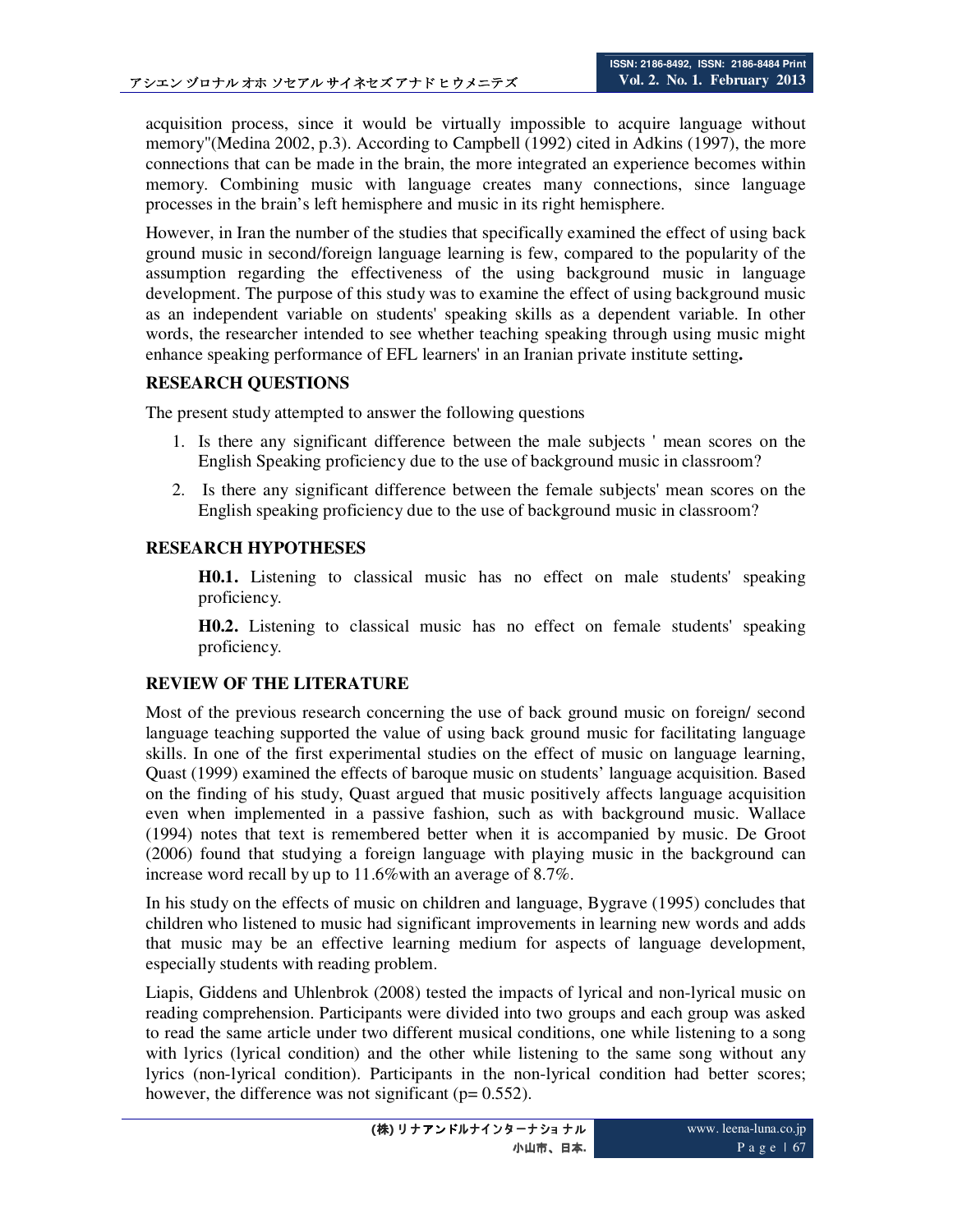acquisition process, since it would be virtually impossible to acquire language without memory"(Medina 2002, p.3). According to Campbell (1992) cited in Adkins (1997), the more connections that can be made in the brain, the more integrated an experience becomes within memory. Combining music with language creates many connections, since language processes in the brain's left hemisphere and music in its right hemisphere.

However, in Iran the number of the studies that specifically examined the effect of using back ground music in second/foreign language learning is few, compared to the popularity of the assumption regarding the effectiveness of the using background music in language development. The purpose of this study was to examine the effect of using background music as an independent variable on students' speaking skills as a dependent variable. In other words, the researcher intended to see whether teaching speaking through using music might enhance speaking performance of EFL learners' in an Iranian private institute setting**.**

## RESEARCH QUESTIONS

The present study attempted to answer the following questions

1. Is there any significant difference between the male subjects ' mean scores on the English Speaking proficiency due to the use of background music in classroom?
2. Is there any significant difference between the female subjects' mean scores on the English speaking proficiency due to the use of background music in classroom?

## RESEARCH HYPOTHESES

**H0.1.** Listening to classical music has no effect on male students' speaking proficiency.

**H0.2.** Listening to classical music has no effect on female students' speaking proficiency.

## REVIEW OF THE LITERATURE

Most of the previous research concerning the use of back ground music on foreign/ second language teaching supported the value of using back ground music for facilitating language skills. In one of the first experimental studies on the effect of music on language learning, Quast (1999) examined the effects of baroque music on students' language acquisition. Based on the finding of his study, Quast argued that music positively affects language acquisition even when implemented in a passive fashion, such as with background music. Wallace (1994) notes that text is remembered better when it is accompanied by music. De Groot (2006) found that studying a foreign language with playing music in the background can increase word recall by up to 11.6%with an average of 8.7%.

In his study on the effects of music on children and language, Bygrave (1995) concludes that children who listened to music had significant improvements in learning new words and adds that music may be an effective learning medium for aspects of language development, especially students with reading problem.

Liapis, Giddens and Uhlenbrok (2008) tested the impacts of lyrical and non-lyrical music on reading comprehension. Participants were divided into two groups and each group was asked to read the same article under two different musical conditions, one while listening to a song with lyrics (lyrical condition) and the other while listening to the same song without any lyrics (non-lyrical condition). Participants in the non-lyrical condition had better scores; however, the difference was not significant ($p = 0.552$).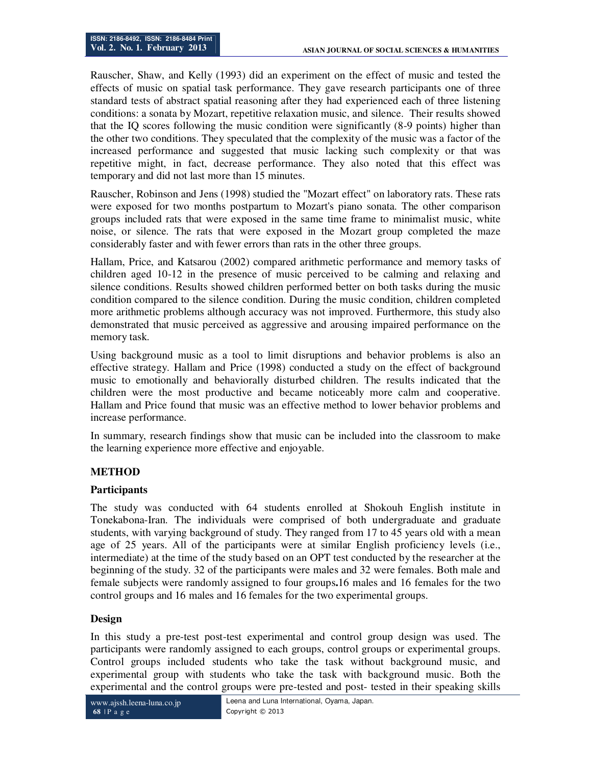Rauscher, Shaw, and Kelly (1993) did an experiment on the effect of music and tested the effects of music on spatial task performance. They gave research participants one of three standard tests of abstract spatial reasoning after they had experienced each of three listening conditions: a sonata by Mozart, repetitive relaxation music, and silence. Their results showed that the IQ scores following the music condition were significantly (8-9 points) higher than the other two conditions. They speculated that the complexity of the music was a factor of the increased performance and suggested that music lacking such complexity or that was repetitive might, in fact, decrease performance. They also noted that this effect was temporary and did not last more than 15 minutes.

Rauscher, Robinson and Jens (1998) studied the "Mozart effect" on laboratory rats. These rats were exposed for two months postpartum to Mozart's piano sonata. The other comparison groups included rats that were exposed in the same time frame to minimalist music, white noise, or silence. The rats that were exposed in the Mozart group completed the maze considerably faster and with fewer errors than rats in the other three groups.

Hallam, Price, and Katsarou (2002) compared arithmetic performance and memory tasks of children aged 10-12 in the presence of music perceived to be calming and relaxing and silence conditions. Results showed children performed better on both tasks during the music condition compared to the silence condition. During the music condition, children completed more arithmetic problems although accuracy was not improved. Furthermore, this study also demonstrated that music perceived as aggressive and arousing impaired performance on the memory task.

Using background music as a tool to limit disruptions and behavior problems is also an effective strategy. Hallam and Price (1998) conducted a study on the effect of background music to emotionally and behaviorally disturbed children. The results indicated that the children were the most productive and became noticeably more calm and cooperative. Hallam and Price found that music was an effective method to lower behavior problems and increase performance.

In summary, research findings show that music can be included into the classroom to make the learning experience more effective and enjoyable.

## METHOD

### Participants

The study was conducted with 64 students enrolled at Shokouh English institute in Tonekabona-Iran. The individuals were comprised of both undergraduate and graduate students, with varying background of study. They ranged from 17 to 45 years old with a mean age of 25 years. All of the participants were at similar English proficiency levels (i.e., intermediate) at the time of the study based on an OPT test conducted by the researcher at the beginning of the study. 32 of the participants were males and 32 were females. Both male and female subjects were randomly assigned to four groups**.**16 males and 16 females for the two control groups and 16 males and 16 females for the two experimental groups.

### Design

In this study a pre-test post-test experimental and control group design was used. The participants were randomly assigned to each groups, control groups or experimental groups. Control groups included students who take the task without background music, and experimental group with students who take the task with background music. Both the experimental and the control groups were pre-tested and post- tested in their speaking skills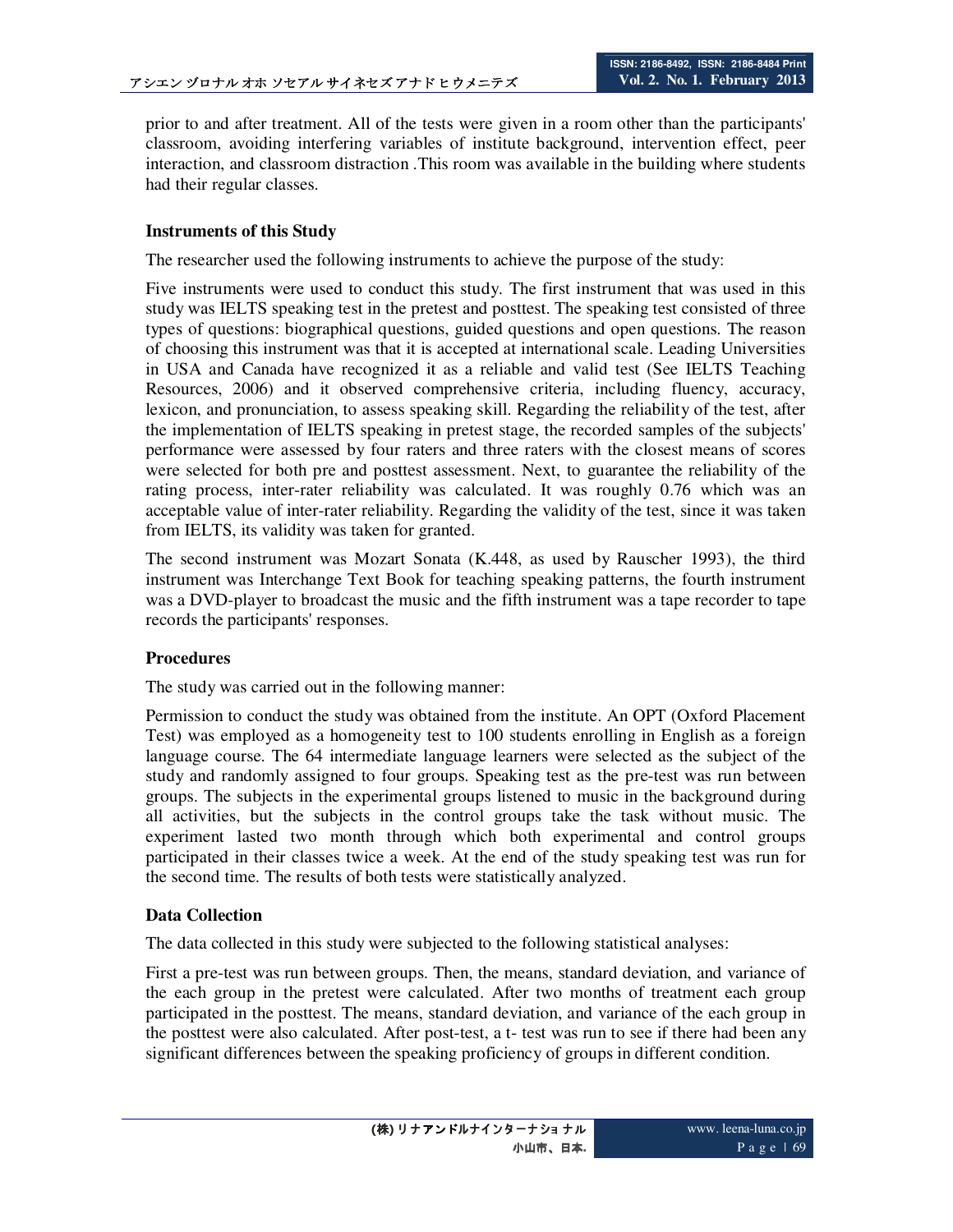prior to and after treatment. All of the tests were given in a room other than the participants' classroom, avoiding interfering variables of institute background, intervention effect, peer interaction, and classroom distraction .This room was available in the building where students had their regular classes.

### Instruments of this Study

The researcher used the following instruments to achieve the purpose of the study:

Five instruments were used to conduct this study. The first instrument that was used in this study was IELTS speaking test in the pretest and posttest. The speaking test consisted of three types of questions: biographical questions, guided questions and open questions. The reason of choosing this instrument was that it is accepted at international scale. Leading Universities in USA and Canada have recognized it as a reliable and valid test (See IELTS Teaching Resources, 2006) and it observed comprehensive criteria, including fluency, accuracy, lexicon, and pronunciation, to assess speaking skill. Regarding the reliability of the test, after the implementation of IELTS speaking in pretest stage, the recorded samples of the subjects' performance were assessed by four raters and three raters with the closest means of scores were selected for both pre and posttest assessment. Next, to guarantee the reliability of the rating process, inter-rater reliability was calculated. It was roughly 0.76 which was an acceptable value of inter-rater reliability. Regarding the validity of the test, since it was taken from IELTS, its validity was taken for granted.

The second instrument was Mozart Sonata (K.448, as used by Rauscher 1993), the third instrument was Interchange Text Book for teaching speaking patterns, the fourth instrument was a DVD-player to broadcast the music and the fifth instrument was a tape recorder to tape records the participants' responses.

### Procedures

The study was carried out in the following manner:

Permission to conduct the study was obtained from the institute. An OPT (Oxford Placement Test) was employed as a homogeneity test to 100 students enrolling in English as a foreign language course. The 64 intermediate language learners were selected as the subject of the study and randomly assigned to four groups. Speaking test as the pre-test was run between groups. The subjects in the experimental groups listened to music in the background during all activities, but the subjects in the control groups take the task without music. The experiment lasted two month through which both experimental and control groups participated in their classes twice a week. At the end of the study speaking test was run for the second time. The results of both tests were statistically analyzed.

### Data Collection

The data collected in this study were subjected to the following statistical analyses:

First a pre-test was run between groups. Then, the means, standard deviation, and variance of the each group in the pretest were calculated. After two months of treatment each group participated in the posttest. The means, standard deviation, and variance of the each group in the posttest were also calculated. After post-test, a t- test was run to see if there had been any significant differences between the speaking proficiency of groups in different condition.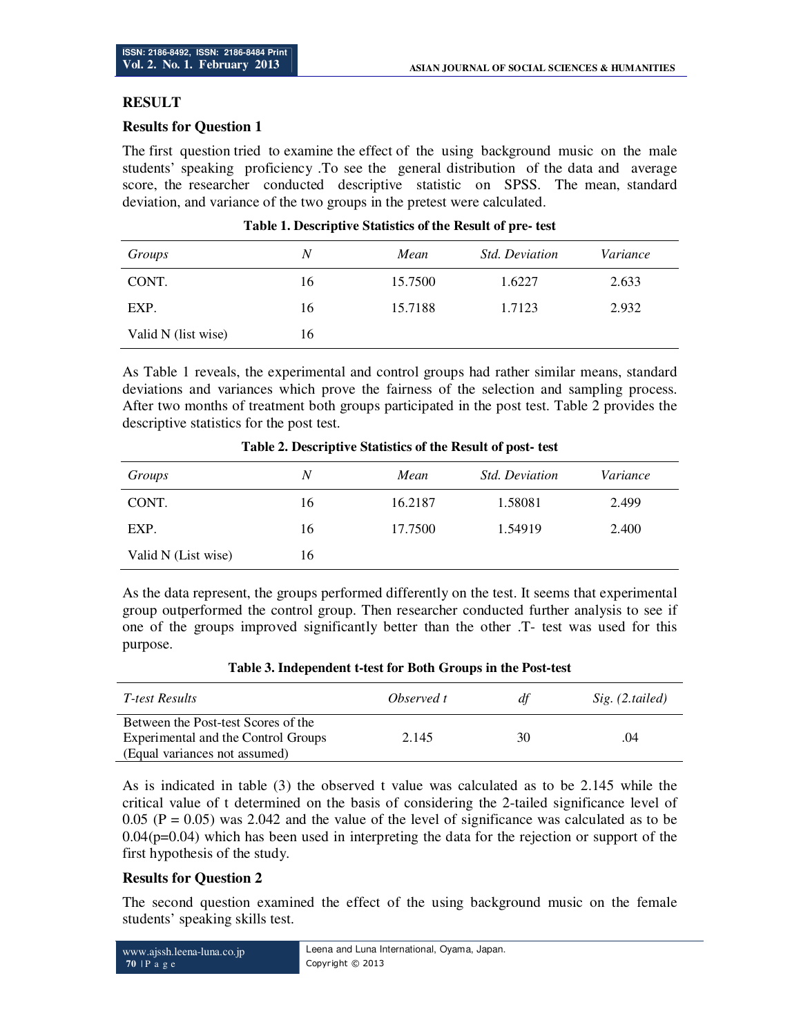## RESULT

### Results for Question 1

The first question tried to examine the effect of the using background music on the male students' speaking proficiency .To see the general distribution of the data and average score, the researcher conducted descriptive statistic on SPSS. The mean, standard deviation, and variance of the two groups in the pretest were calculated.

**Table 1. Descriptive Statistics of the Result of pre- test**

| *Groups* | *N* | *Mean* | *Std. Deviation* | *Variance* |
|---|---|---|---|---|
| CONT. | 16 | 15.7500 | 1.6227 | 2.633 |
| EXP. | 16 | 15.7188 | 1.7123 | 2.932 |
| Valid N (list wise) | 16 | | | |

As Table 1 reveals, the experimental and control groups had rather similar means, standard deviations and variances which prove the fairness of the selection and sampling process. After two months of treatment both groups participated in the post test. Table 2 provides the descriptive statistics for the post test.

**Table 2. Descriptive Statistics of the Result of post- test**

| *Groups* | *N* | *Mean* | *Std. Deviation* | *Variance* |
|---|---|---|---|---|
| CONT. | 16 | 16.2187 | 1.58081 | 2.499 |
| EXP. | 16 | 17.7500 | 1.54919 | 2.400 |
| Valid N (List wise) | 16 | | | |

As the data represent, the groups performed differently on the test. It seems that experimental group outperformed the control group. Then researcher conducted further analysis to see if one of the groups improved significantly better than the other .T- test was used for this purpose.

**Table 3. Independent t-test for Both Groups in the Post-test**

| *T-test Results* | *Observed t* | *df* | *Sig. (2.tailed)* |
|---|---|---|---|
| Between the Post-test Scores of the Experimental and the Control Groups (Equal variances not assumed) | 2.145 | 30 | .04 |

As is indicated in table (3) the observed t value was calculated as to be 2.145 while the critical value of t determined on the basis of considering the 2-tailed significance level of 0.05 (P = 0.05) was 2.042 and the value of the level of significance was calculated as to be 0.04(p=0.04) which has been used in interpreting the data for the rejection or support of the first hypothesis of the study.

### Results for Question 2

The second question examined the effect of the using background music on the female students' speaking skills test.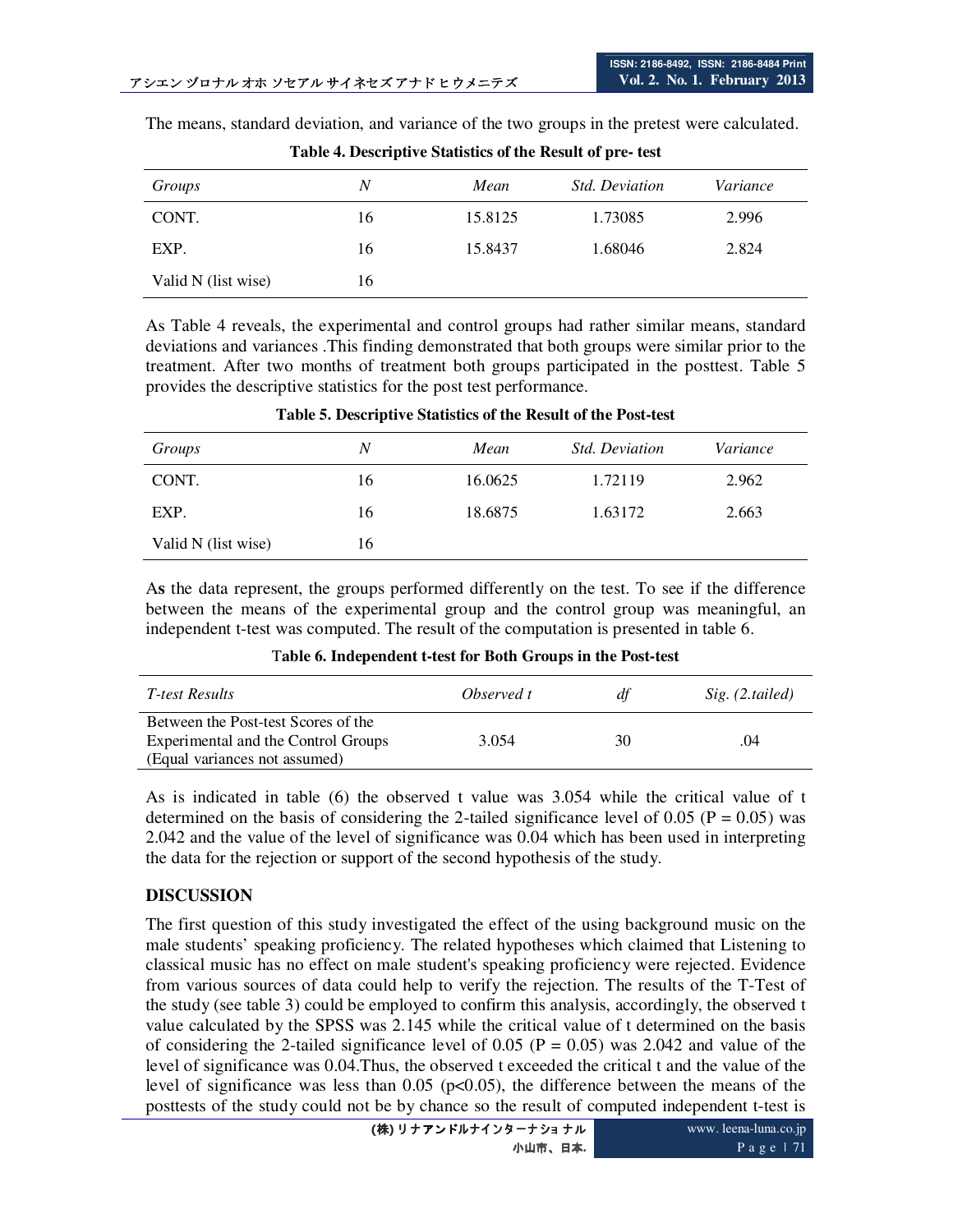The means, standard deviation, and variance of the two groups in the pretest were calculated.

**Table 4. Descriptive Statistics of the Result of pre- test**

| *Groups* | *N* | *Mean* | *Std. Deviation* | *Variance* |
|---|---|---|---|---|
| CONT. | 16 | 15.8125 | 1.73085 | 2.996 |
| EXP. | 16 | 15.8437 | 1.68046 | 2.824 |
| Valid N (list wise) | 16 | | | |

As Table 4 reveals, the experimental and control groups had rather similar means, standard deviations and variances .This finding demonstrated that both groups were similar prior to the treatment. After two months of treatment both groups participated in the posttest. Table 5 provides the descriptive statistics for the post test performance.

**Table 5. Descriptive Statistics of the Result of the Post-test**

| *Groups* | *N* | *Mean* | *Std. Deviation* | *Variance* |
|---|---|---|---|---|
| CONT. | 16 | 16.0625 | 1.72119 | 2.962 |
| EXP. | 16 | 18.6875 | 1.63172 | 2.663 |
| Valid N (list wise) | 16 | | | |

A**s** the data represent, the groups performed differently on the test. To see if the difference between the means of the experimental group and the control group was meaningful, an independent t-test was computed. The result of the computation is presented in table 6.

**Table 6. Independent t-test for Both Groups in the Post-test**

| *T-test Results* | *Observed t* | *df* | *Sig. (2.tailed)* |
|---|---|---|---|
| Between the Post-test Scores of the Experimental and the Control Groups (Equal variances not assumed) | 3.054 | 30 | .04 |

As is indicated in table (6) the observed t value was 3.054 while the critical value of t determined on the basis of considering the 2-tailed significance level of 0.05 ($P = 0.05$) was 2.042 and the value of the level of significance was 0.04 which has been used in interpreting the data for the rejection or support of the second hypothesis of the study.

## DISCUSSION

The first question of this study investigated the effect of the using background music on the male students' speaking proficiency. The related hypotheses which claimed that Listening to classical music has no effect on male student's speaking proficiency were rejected. Evidence from various sources of data could help to verify the rejection. The results of the T-Test of the study (see table 3) could be employed to confirm this analysis, accordingly, the observed t value calculated by the SPSS was 2.145 while the critical value of t determined on the basis of considering the 2-tailed significance level of 0.05 ($P = 0.05$) was 2.042 and value of the level of significance was 0.04.Thus, the observed t exceeded the critical t and the value of the level of significance was less than 0.05 ($p<0.05$), the difference between the means of the posttests of the study could not be by chance so the result of computed independent t-test is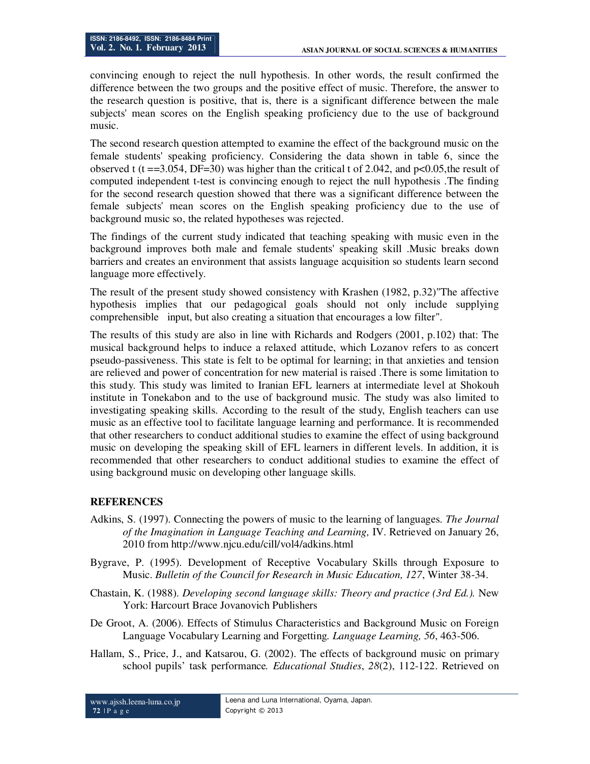convincing enough to reject the null hypothesis. In other words, the result confirmed the difference between the two groups and the positive effect of music. Therefore, the answer to the research question is positive, that is, there is a significant difference between the male subjects' mean scores on the English speaking proficiency due to the use of background music.

The second research question attempted to examine the effect of the background music on the female students' speaking proficiency. Considering the data shown in table 6, since the observed t (t ==3.054, DF=30) was higher than the critical t of 2.042, and $p<0.05$,the result of computed independent t-test is convincing enough to reject the null hypothesis .The finding for the second research question showed that there was a significant difference between the female subjects' mean scores on the English speaking proficiency due to the use of background music so, the related hypotheses was rejected.

The findings of the current study indicated that teaching speaking with music even in the background improves both male and female students' speaking skill .Music breaks down barriers and creates an environment that assists language acquisition so students learn second language more effectively.

The result of the present study showed consistency with Krashen (1982, p.32)"The affective hypothesis implies that our pedagogical goals should not only include supplying comprehensible input, but also creating a situation that encourages a low filter".

The results of this study are also in line with Richards and Rodgers (2001, p.102) that: The musical background helps to induce a relaxed attitude, which Lozanov refers to as concert pseudo-passiveness. This state is felt to be optimal for learning; in that anxieties and tension are relieved and power of concentration for new material is raised .There is some limitation to this study. This study was limited to Iranian EFL learners at intermediate level at Shokouh institute in Tonekabon and to the use of background music. The study was also limited to investigating speaking skills. According to the result of the study, English teachers can use music as an effective tool to facilitate language learning and performance. It is recommended that other researchers to conduct additional studies to examine the effect of using background music on developing the speaking skill of EFL learners in different levels. In addition, it is recommended that other researchers to conduct additional studies to examine the effect of using background music on developing other language skills.

## REFERENCES

Adkins, S. (1997). Connecting the powers of music to the learning of languages. *The Journal of the Imagination in Language Teaching and Learning,* IV. Retrieved on January 26, 2010 from http://www.njcu.edu/cill/vol4/adkins.html

Bygrave, P. (1995). Development of Receptive Vocabulary Skills through Exposure to Music. *Bulletin of the Council for Research in Music Education, 127*, Winter 38-34.

Chastain, K. (1988). *Developing second language skills: Theory and practice (3rd Ed.).* New York: Harcourt Brace Jovanovich Publishers

De Groot, A. (2006). Effects of Stimulus Characteristics and Background Music on Foreign Language Vocabulary Learning and Forgetting. *Language Learning, 56*, 463-506.

Hallam, S., Price, J., and Katsarou, G. (2002). The effects of background music on primary school pupils' task performance. *Educational Studies*, *28*(2), 112-122. Retrieved on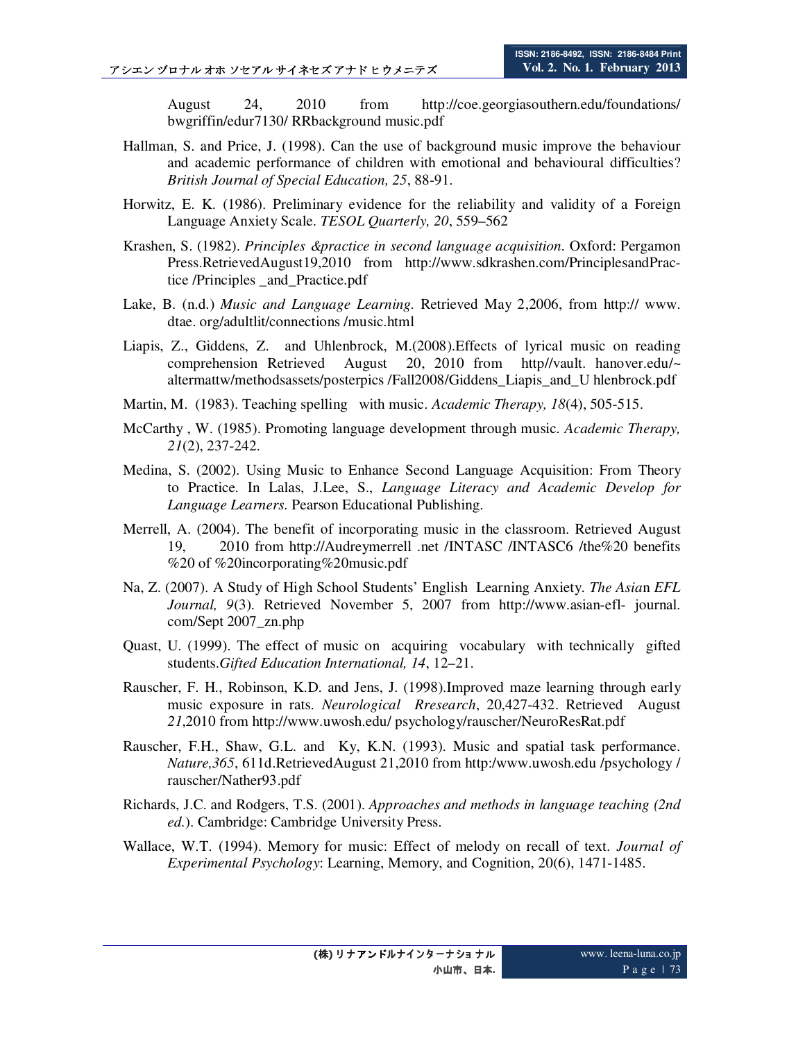August 24, 2010 from http://coe.georgiasouthern.edu/foundations/ bwgriffin/edur7130/ RRbackground music.pdf

Hallman, S. and Price, J. (1998). Can the use of background music improve the behaviour and academic performance of children with emotional and behavioural difficulties? *British Journal of Special Education, 25*, 88-91.

Horwitz, E. K. (1986). Preliminary evidence for the reliability and validity of a Foreign Language Anxiety Scale. *TESOL Quarterly, 20*, 559–562

Krashen, S. (1982). *Principles &practice in second language acquisition*. Oxford: Pergamon Press.RetrievedAugust19,2010 from http://www.sdkrashen.com/PrinciplesandPractice /Principles _and_Practice.pdf

Lake, B. (n.d.) *Music and Language Learning*. Retrieved May 2,2006, from http:// www. dtae. org/adultlit/connections /music.html

Liapis, Z., Giddens, Z. and Uhlenbrock, M.(2008).Effects of lyrical music on reading comprehension Retrieved August 20, 2010 from http//vault. hanover.edu/~ altermattw/methodsassets/posterpics /Fall2008/Giddens_Liapis_and_U hlenbrock.pdf

Martin, M. (1983). Teaching spelling with music. *Academic Therapy, 18*(4), 505-515.

McCarthy , W. (1985). Promoting language development through music. *Academic Therapy, 21*(2), 237-242.

Medina, S. (2002). Using Music to Enhance Second Language Acquisition: From Theory to Practice. In Lalas, J.Lee, S., *Language Literacy and Academic Develop for Language Learners.* Pearson Educational Publishing.

Merrell, A. (2004). The benefit of incorporating music in the classroom. Retrieved August 19, 2010 from http://Audreymerrell .net /INTASC /INTASC6 /the%20 benefits %20 of %20incorporating%20music.pdf

Na, Z. (2007). A Study of High School Students' English Learning Anxiety. *The Asian EFL Journal, 9*(3). Retrieved November 5, 2007 from http://www.asian-efl- journal. com/Sept 2007_zn.php

Quast, U. (1999). The effect of music on acquiring vocabulary with technically gifted students.*Gifted Education International, 14*, 12–21.

Rauscher, F. H., Robinson, K.D. and Jens, J. (1998).Improved maze learning through early music exposure in rats. *Neurological Rresearch*, 20,427-432. Retrieved August *21*,2010 from http://www.uwosh.edu/ psychology/rauscher/NeuroResRat.pdf

Rauscher, F.H., Shaw, G.L. and Ky, K.N. (1993). Music and spatial task performance. *Nature,365*, 611d.RetrievedAugust 21,2010 from http:/www.uwosh.edu /psychology / rauscher/Nather93.pdf

Richards, J.C. and Rodgers, T.S. (2001). *Approaches and methods in language teaching (2nd ed.)*. Cambridge: Cambridge University Press.

Wallace, W.T. (1994). Memory for music: Effect of melody on recall of text. *Journal of Experimental Psychology*: Learning, Memory, and Cognition, 20(6), 1471-1485.